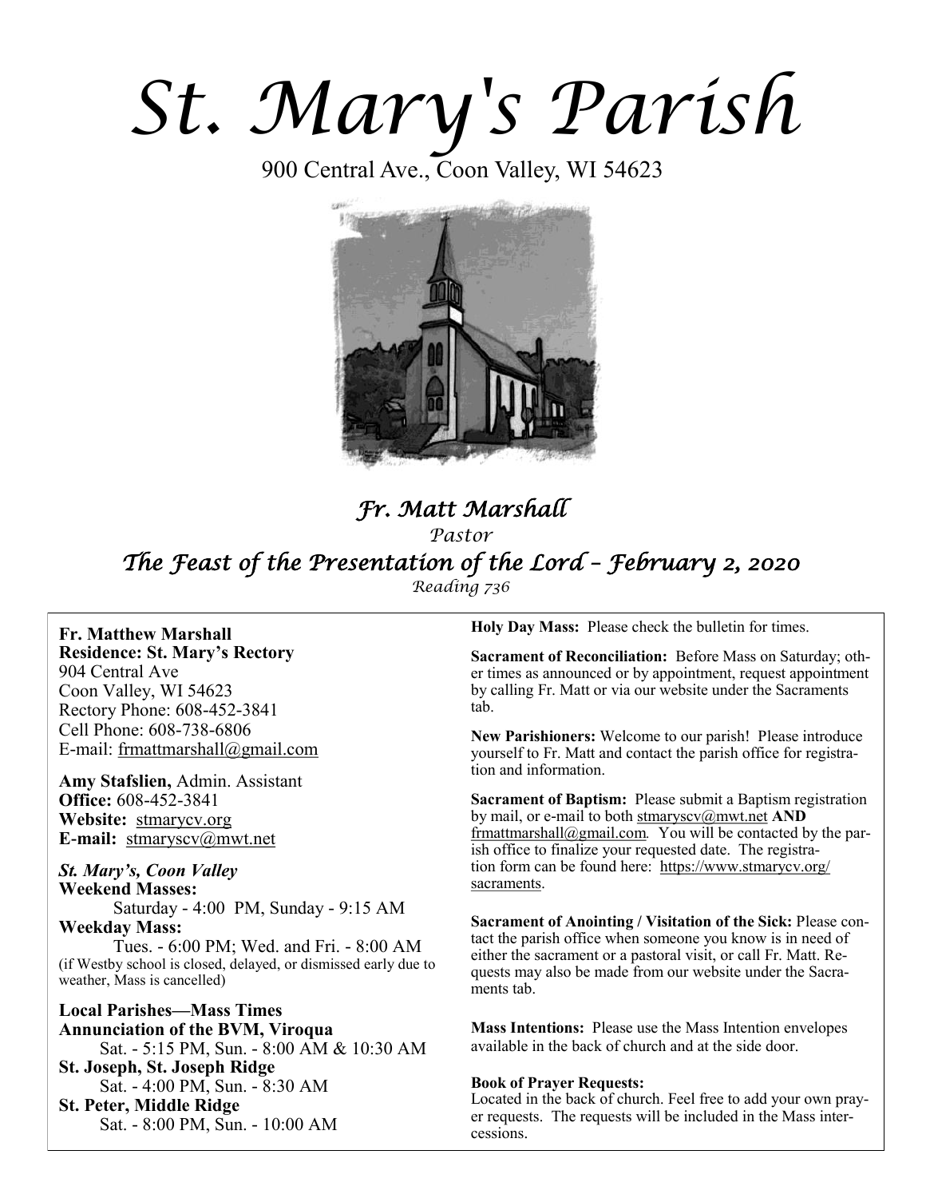# St. Mary's Parish

900 Central Ave., Coon Valley, WI 54623

## *Fr. Matt Marshall*

*Pastor*

## *The Feast of the Presentation of the Lord – February 2, 2020*

*Reading 736*

**Fr. Matthew Marshall**
**Residence: St. Mary's Rectory**
904 Central Ave
Coon Valley, WI 54623
Rectory Phone: 608-452-3841
Cell Phone: 608-738-6806
E-mail: frmattmarshall@gmail.com

**Amy Stafslien,** Admin. Assistant
**Office:** 608-452-3841
**Website:** stmarycv.org
**E-mail:** stmaryscv@mwt.net

***St. Mary's, Coon Valley***
**Weekend Masses:**
Saturday - 4:00 PM, Sunday - 9:15 AM
**Weekday Mass:**
Tues. - 6:00 PM; Wed. and Fri. - 8:00 AM
(if Westby school is closed, delayed, or dismissed early due to weather, Mass is cancelled)

**Local Parishes—Mass Times**
**Annunciation of the BVM, Viroqua**
Sat. - 5:15 PM, Sun. - 8:00 AM & 10:30 AM
**St. Joseph, St. Joseph Ridge**
Sat. - 4:00 PM, Sun. - 8:30 AM
**St. Peter, Middle Ridge**
Sat. - 8:00 PM, Sun. - 10:00 AM

**Holy Day Mass:** Please check the bulletin for times.

**Sacrament of Reconciliation:** Before Mass on Saturday; other times as announced or by appointment, request appointment by calling Fr. Matt or via our website under the Sacraments tab.

**New Parishioners:** Welcome to our parish! Please introduce yourself to Fr. Matt and contact the parish office for registration and information.

**Sacrament of Baptism:** Please submit a Baptism registration by mail, or e-mail to both stmaryscv@mwt.net **AND** frmattmarshall@gmail.com. You will be contacted by the parish office to finalize your requested date. The registration form can be found here: https://www.stmarycv.org/sacraments.

**Sacrament of Anointing / Visitation of the Sick:** Please contact the parish office when someone you know is in need of either the sacrament or a pastoral visit, or call Fr. Matt. Requests may also be made from our website under the Sacraments tab.

**Mass Intentions:** Please use the Mass Intention envelopes available in the back of church and at the side door.

**Book of Prayer Requests:**
Located in the back of church. Feel free to add your own prayer requests. The requests will be included in the Mass intercessions.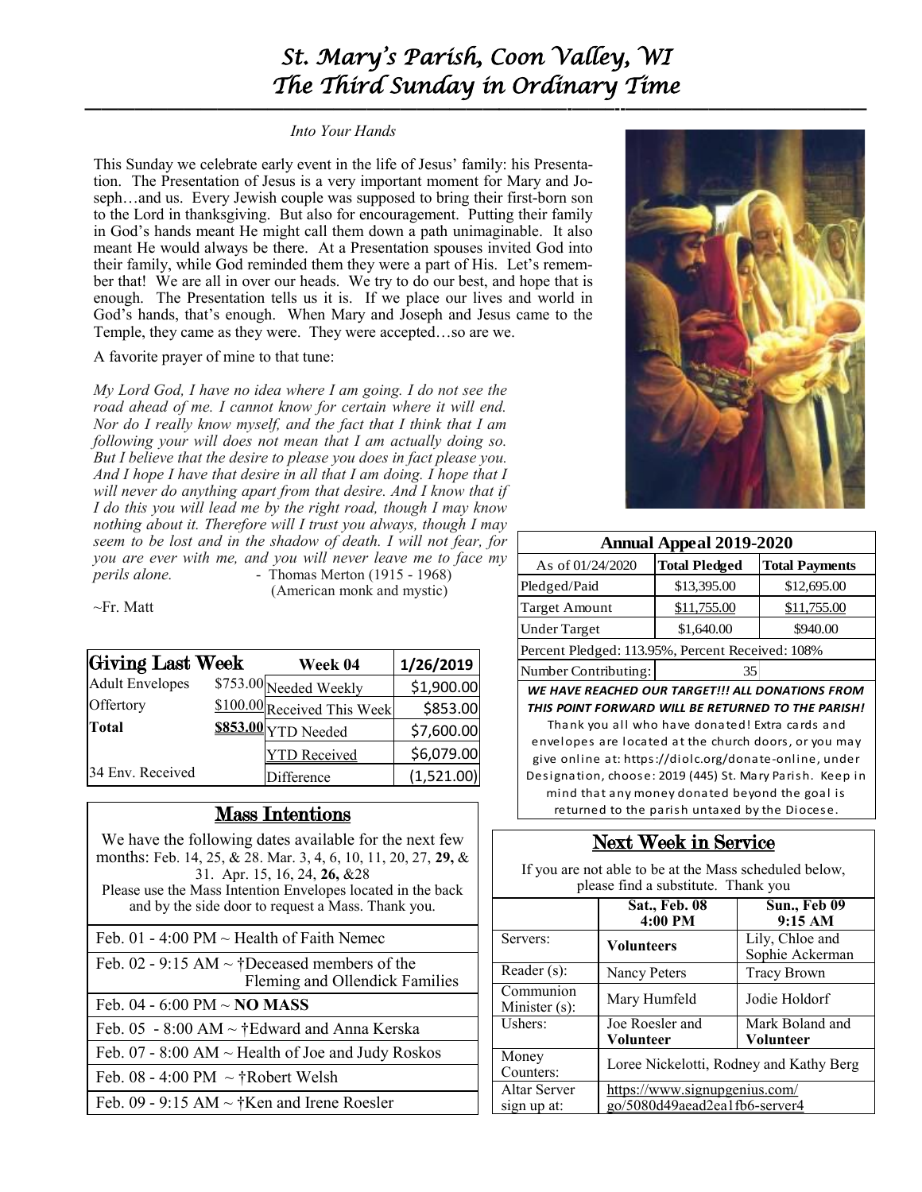# St. Mary's Parish, Coon Valley, WI
# The Third Sunday in Ordinary Time

*Into Your Hands*

This Sunday we celebrate early event in the life of Jesus' family: his Presentation. The Presentation of Jesus is a very important moment for Mary and Joseph…and us. Every Jewish couple was supposed to bring their first-born son to the Lord in thanksgiving. But also for encouragement. Putting their family in God's hands meant He might call them down a path unimaginable. It also meant He would always be there. At a Presentation spouses invited God into their family, while God reminded them they were a part of His. Let's remember that! We are all in over our heads. We try to do our best, and hope that is enough. The Presentation tells us it is. If we place our lives and world in God's hands, that's enough. When Mary and Joseph and Jesus came to the Temple, they came as they were. They were accepted…so are we.

A favorite prayer of mine to that tune:

*My Lord God, I have no idea where I am going. I do not see the road ahead of me. I cannot know for certain where it will end. Nor do I really know myself, and the fact that I think that I am following your will does not mean that I am actually doing so. But I believe that the desire to please you does in fact please you. And I hope I have that desire in all that I am doing. I hope that I will never do anything apart from that desire. And I know that if I do this you will lead me by the right road, though I may know nothing about it. Therefore will I trust you always, though I may seem to be lost and in the shadow of death. I will not fear, for you are ever with me, and you will never leave me to face my perils alone.* - Thomas Merton (1915 - 1968) (American monk and mystic)

~Fr. Matt

| Giving Last Week | | Week 04 | 1/26/2019 |
|---|---|---|---|
| Adult Envelopes | $753.00 | Needed Weekly | $1,900.00 |
| Offertory | $100.00 | Received This Week | $853.00 |
| **Total** | **$853.00** | YTD Needed | $7,600.00 |
| | | YTD Received | $6,079.00 |
| 34 Env. Received | | Difference | (1,521.00) |

## Mass Intentions

We have the following dates available for the next few months: Feb. 14, 25, & 28. Mar. 3, 4, 6, 10, 11, 20, 27, **29,** & 31. Apr. 15, 16, 24, **26,** &28

Please use the Mass Intention Envelopes located in the back and by the side door to request a Mass. Thank you.

- Feb. 01 - 4:00 PM ~ Health of Faith Nemec
- Feb. 02 - 9:15 AM ~ †Deceased members of the Fleming and Ollendick Families
- Feb. 04 - 6:00 PM ~ **NO MASS**
- Feb. 05 - 8:00 AM ~ †Edward and Anna Kerska
- Feb. 07 - 8:00 AM ~ Health of Joe and Judy Roskos
- Feb. 08 - 4:00 PM ~ †Robert Welsh
- Feb. 09 - 9:15 AM ~ †Ken and Irene Roesler

| Annual Appeal 2019-2020 | | |
|---|---|---|
| As of 01/24/2020 | **Total Pledged** | **Total Payments** |
| Pledged/Paid | $13,395.00 | $12,695.00 |
| Target Amount | $11,755.00 | $11,755.00 |
| Under Target | $1,640.00 | $940.00 |
| Percent Pledged: 113.95%, Percent Received: 108% | | |
| Number Contributing: | 35 | |

***WE HAVE REACHED OUR TARGET!!! ALL DONATIONS FROM THIS POINT FORWARD WILL BE RETURNED TO THE PARISH!***

Thank you all who have donated! Extra cards and envelopes are located at the church doors, or you may give online at: https://diolc.org/donate-online, under Designation, choose: 2019 (445) St. Mary Parish. Keep in mind that any money donated beyond the goal is returned to the parish untaxed by the Diocese.

## Next Week in Service

If you are not able to be at the Mass scheduled below, please find a substitute. Thank you

| | Sat., Feb. 08 4:00 PM | Sun., Feb 09 9:15 AM |
|---|---|---|
| Servers: | **Volunteers** | Lily, Chloe and Sophie Ackerman |
| Reader (s): | Nancy Peters | Tracy Brown |
| Communion Minister (s): | Mary Humfeld | Jodie Holdorf |
| Ushers: | Joe Roesler and **Volunteer** | Mark Boland and **Volunteer** |
| Money Counters: | Loree Nickelotti, Rodney and Kathy Berg | |
| Altar Server sign up at: | https://www.signupgenius.com/go/5080d49aead2ea1fb6-server4 | |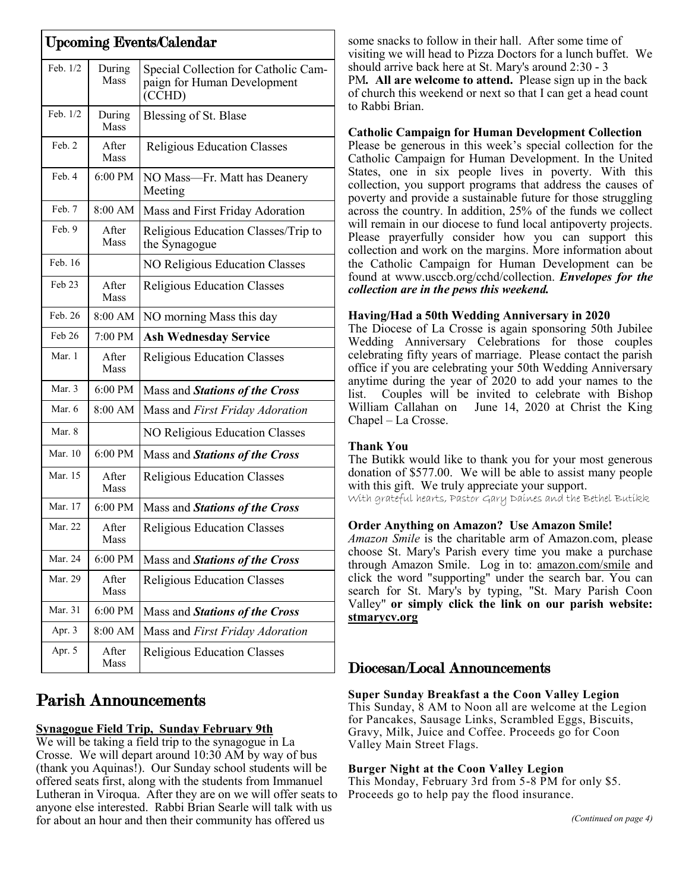## Upcoming Events/Calendar

| | | |
|---|---|---|
| Feb. 1/2 | During Mass | Special Collection for Catholic Campaign for Human Development (CCHD) |
| Feb. 1/2 | During Mass | Blessing of St. Blase |
| Feb. 2 | After Mass | Religious Education Classes |
| Feb. 4 | 6:00 PM | NO Mass—Fr. Matt has Deanery Meeting |
| Feb. 7 | 8:00 AM | Mass and First Friday Adoration |
| Feb. 9 | After Mass | Religious Education Classes/Trip to the Synagogue |
| Feb. 16 | | NO Religious Education Classes |
| Feb 23 | After Mass | Religious Education Classes |
| Feb. 26 | 8:00 AM | NO morning Mass this day |
| Feb 26 | 7:00 PM | **Ash Wednesday Service** |
| Mar. 1 | After Mass | Religious Education Classes |
| Mar. 3 | 6:00 PM | Mass and ***Stations of the Cross*** |
| Mar. 6 | 8:00 AM | Mass and *First Friday Adoration* |
| Mar. 8 | | NO Religious Education Classes |
| Mar. 10 | 6:00 PM | Mass and ***Stations of the Cross*** |
| Mar. 15 | After Mass | Religious Education Classes |
| Mar. 17 | 6:00 PM | Mass and ***Stations of the Cross*** |
| Mar. 22 | After Mass | Religious Education Classes |
| Mar. 24 | 6:00 PM | Mass and ***Stations of the Cross*** |
| Mar. 29 | After Mass | Religious Education Classes |
| Mar. 31 | 6:00 PM | Mass and ***Stations of the Cross*** |
| Apr. 3 | 8:00 AM | Mass and *First Friday Adoration* |
| Apr. 5 | After Mass | Religious Education Classes |

## Parish Announcements

**Synagogue Field Trip, Sunday February 9th**

We will be taking a field trip to the synagogue in La Crosse. We will depart around 10:30 AM by way of bus (thank you Aquinas!). Our Sunday school students will be offered seats first, along with the students from Immanuel Lutheran in Viroqua. After they are on we will offer seats to anyone else interested. Rabbi Brian Searle will talk with us for about an hour and then their community has offered us some snacks to follow in their hall. After some time of visiting we will head to Pizza Doctors for a lunch buffet. We should arrive back here at St. Mary's around 2:30 - 3 PM**. All are welcome to attend.** Please sign up in the back of church this weekend or next so that I can get a head count to Rabbi Brian.

**Catholic Campaign for Human Development Collection**

Please be generous in this week's special collection for the Catholic Campaign for Human Development. In the United States, one in six people lives in poverty. With this collection, you support programs that address the causes of poverty and provide a sustainable future for those struggling across the country. In addition, 25% of the funds we collect will remain in our diocese to fund local antipoverty projects. Please prayerfully consider how you can support this collection and work on the margins. More information about the Catholic Campaign for Human Development can be found at www.usccb.org/cchd/collection. ***Envelopes for the collection are in the pews this weekend.***

**Having/Had a 50th Wedding Anniversary in 2020**

The Diocese of La Crosse is again sponsoring 50th Jubilee Wedding Anniversary Celebrations for those couples celebrating fifty years of marriage. Please contact the parish office if you are celebrating your 50th Wedding Anniversary anytime during the year of 2020 to add your names to the list. Couples will be invited to celebrate with Bishop William Callahan on June 14, 2020 at Christ the King Chapel – La Crosse.

**Thank You**

The Butikk would like to thank you for your most generous donation of $577.00. We will be able to assist many people with this gift. We truly appreciate your support.

*With grateful hearts, Pastor Gary Daines and the Bethel Butikk*

**Order Anything on Amazon? Use Amazon Smile!**

*Amazon Smile* is the charitable arm of Amazon.com, please choose St. Mary's Parish every time you make a purchase through Amazon Smile. Log in to: amazon.com/smile and click the word "supporting" under the search bar. You can search for St. Mary's by typing, "St. Mary Parish Coon Valley" **or simply click the link on our parish website: stmarycv.org**

## Diocesan/Local Announcements

**Super Sunday Breakfast a the Coon Valley Legion**

This Sunday, 8 AM to Noon all are welcome at the Legion for Pancakes, Sausage Links, Scrambled Eggs, Biscuits, Gravy, Milk, Juice and Coffee. Proceeds go for Coon Valley Main Street Flags.

**Burger Night at the Coon Valley Legion**

This Monday, February 3rd from 5-8 PM for only $5. Proceeds go to help pay the flood insurance.

*(Continued on page 4)*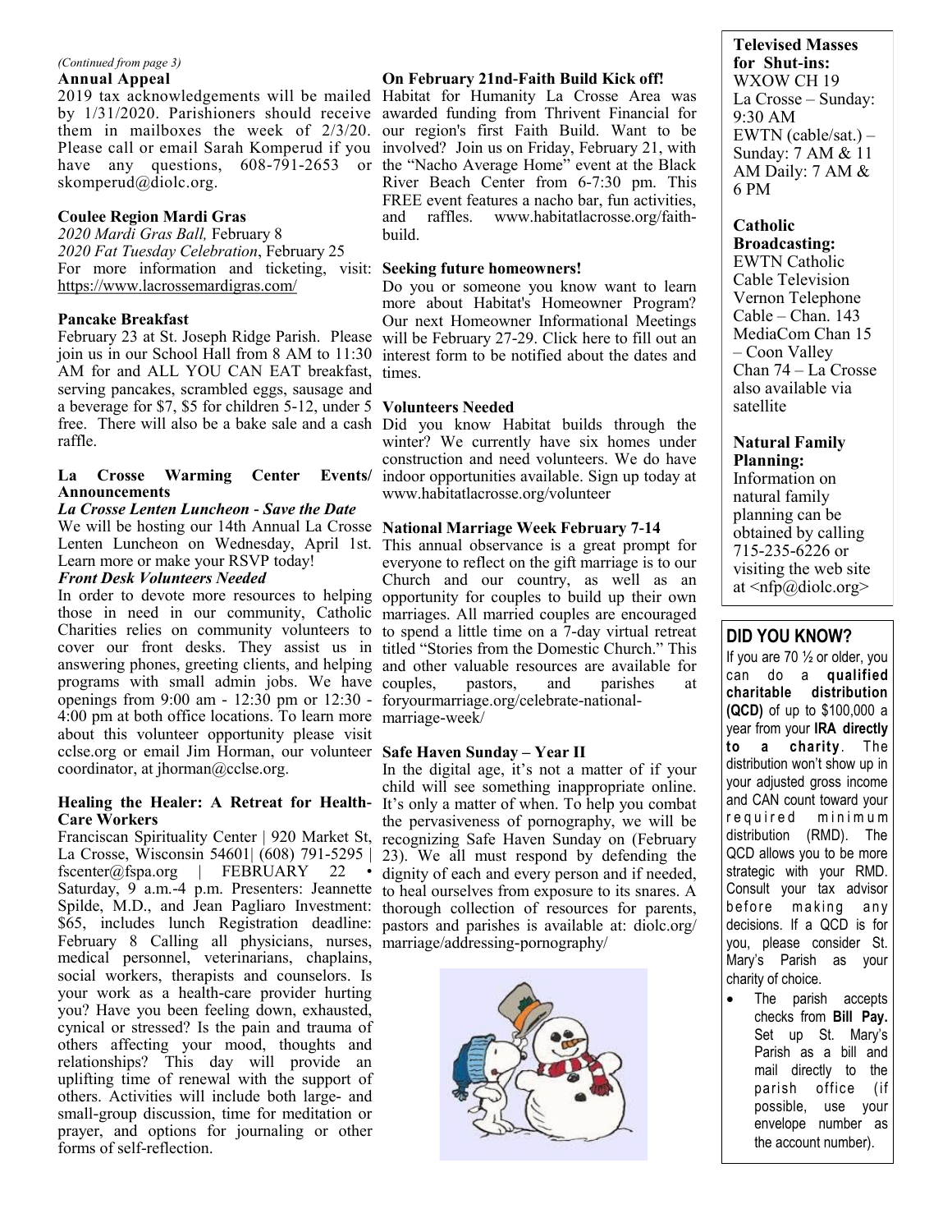*(Continued from page 3)*

**Annual Appeal**

2019 tax acknowledgements will be mailed by 1/31/2020. Parishioners should receive them in mailboxes the week of 2/3/20. Please call or email Sarah Komperud if you have any questions, 608-791-2653 or skomperud@diolc.org.

**Coulee Region Mardi Gras**

*2020 Mardi Gras Ball,* February 8
*2020 Fat Tuesday Celebration*, February 25
For more information and ticketing, visit: https://www.lacrossemardigras.com/

**Pancake Breakfast**

February 23 at St. Joseph Ridge Parish. Please join us in our School Hall from 8 AM to 11:30 AM for and ALL YOU CAN EAT breakfast, serving pancakes, scrambled eggs, sausage and a beverage for $7, $5 for children 5-12, under 5 free. There will also be a bake sale and a cash raffle.

**La Crosse Warming Center Events/ Announcements**

***La Crosse Lenten Luncheon - Save the Date***

We will be hosting our 14th Annual La Crosse Lenten Luncheon on Wednesday, April 1st. Learn more or make your RSVP today!

***Front Desk Volunteers Needed***

In order to devote more resources to helping those in need in our community, Catholic Charities relies on community volunteers to cover our front desks. They assist us in answering phones, greeting clients, and helping programs with small admin jobs. We have openings from 9:00 am - 12:30 pm or 12:30 - 4:00 pm at both office locations. To learn more about this volunteer opportunity please visit cclse.org or email Jim Horman, our volunteer coordinator, at jhorman@cclse.org.

**Healing the Healer: A Retreat for Health-Care Workers**

Franciscan Spirituality Center | 920 Market St, La Crosse, Wisconsin 54601| (608) 791-5295 | fscenter@fspa.org | FEBRUARY 22 • Saturday, 9 a.m.-4 p.m. Presenters: Jeannette Spilde, M.D., and Jean Pagliaro Investment: $65, includes lunch Registration deadline: February 8 Calling all physicians, nurses, medical personnel, veterinarians, chaplains, social workers, therapists and counselors. Is your work as a health-care provider hurting you? Have you been feeling down, exhausted, cynical or stressed? Is the pain and trauma of others affecting your mood, thoughts and relationships? This day will provide an uplifting time of renewal with the support of others. Activities will include both large- and small-group discussion, time for meditation or prayer, and options for journaling or other forms of self-reflection.

**On February 21nd-Faith Build Kick off!**

Habitat for Humanity La Crosse Area was awarded funding from Thrivent Financial for our region's first Faith Build. Want to be involved? Join us on Friday, February 21, with the "Nacho Average Home" event at the Black River Beach Center from 6-7:30 pm. This FREE event features a nacho bar, fun activities, and raffles. www.habitatlacrosse.org/faith-build.

**Seeking future homeowners!**

Do you or someone you know want to learn more about Habitat's Homeowner Program? Our next Homeowner Informational Meetings will be February 27-29. Click here to fill out an interest form to be notified about the dates and times.

**Volunteers Needed**

Did you know Habitat builds through the winter? We currently have six homes under construction and need volunteers. We do have indoor opportunities available. Sign up today at www.habitatlacrosse.org/volunteer

**National Marriage Week February 7-14**

This annual observance is a great prompt for everyone to reflect on the gift marriage is to our Church and our country, as well as an opportunity for couples to build up their own marriages. All married couples are encouraged to spend a little time on a 7-day virtual retreat titled "Stories from the Domestic Church." This and other valuable resources are available for couples, pastors, and parishes at foryourmarriage.org/celebrate-national-marriage-week/

**Safe Haven Sunday – Year II**

In the digital age, it's not a matter of if your child will see something inappropriate online. It's only a matter of when. To help you combat the pervasiveness of pornography, we will be recognizing Safe Haven Sunday on (February 23). We all must respond by defending the dignity of each and every person and if needed, to heal ourselves from exposure to its snares. A thorough collection of resources for parents, pastors and parishes is available at: diolc.org/marriage/addressing-pornography/

**Televised Masses for Shut-ins:**
WXOW CH 19
La Crosse – Sunday: 9:30 AM
EWTN (cable/sat.) – Sunday: 7 AM & 11 AM Daily: 7 AM & 6 PM

**Catholic Broadcasting:**
EWTN Catholic Cable Television
Vernon Telephone Cable – Chan. 143
MediaCom Chan 15 – Coon Valley
Chan 74 – La Crosse also available via satellite

**Natural Family Planning:**
Information on natural family planning can be obtained by calling 715-235-6226 or visiting the web site at <nfp@diolc.org>

## DID YOU KNOW?

If you are 70 ½ or older, you can do a **qualified charitable distribution (QCD)** of up to $100,000 a year from your **IRA directly to a charity**. The distribution won't show up in your adjusted gross income and CAN count toward your required minimum distribution (RMD). The QCD allows you to be more strategic with your RMD. Consult your tax advisor before making any decisions. If a QCD is for you, please consider St. Mary's Parish as your charity of choice.

- The parish accepts checks from **Bill Pay.** Set up St. Mary's Parish as a bill and mail directly to the parish office (if possible, use your envelope number as the account number).